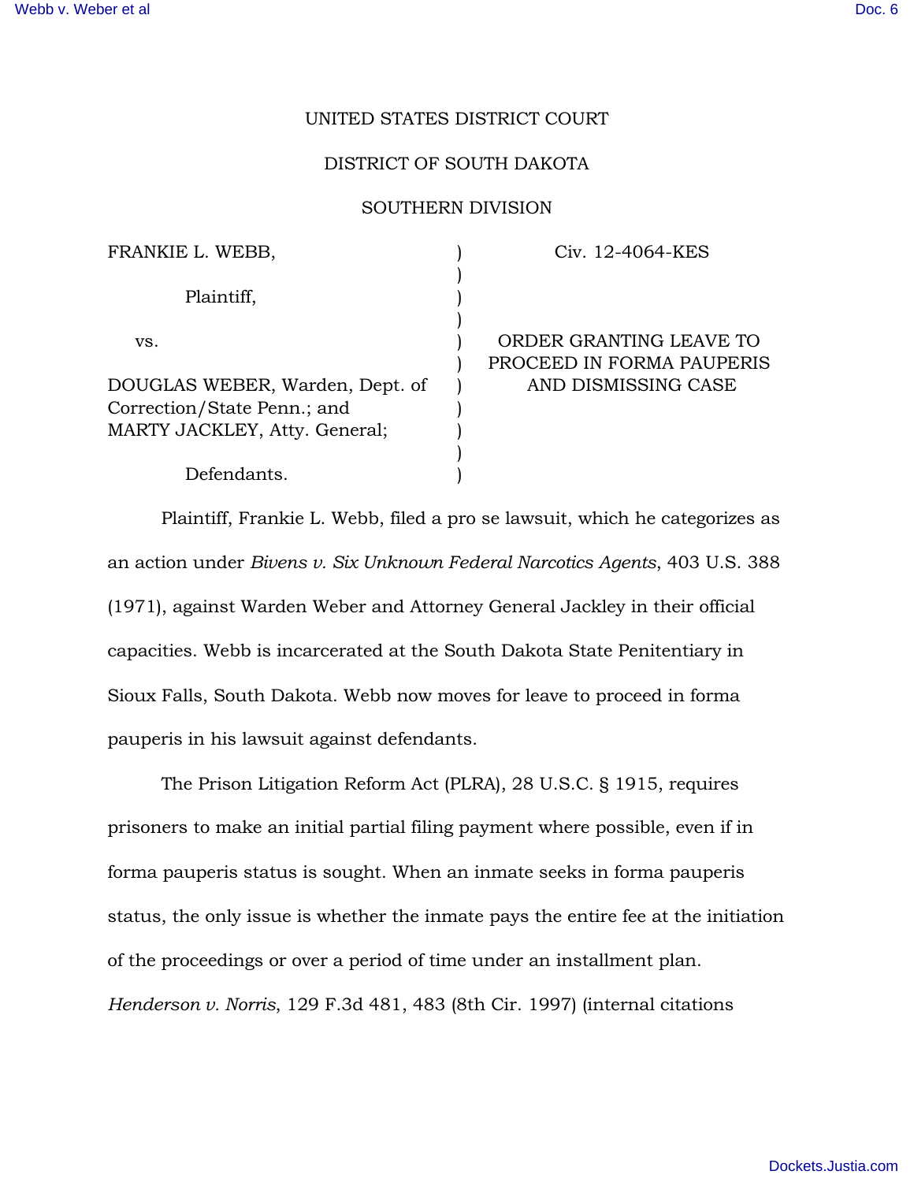UNITED STATES DISTRICT COURT

DISTRICT OF SOUTH DAKOTA

SOUTHERN DIVISION

| | | |
|---|---|---|
| FRANKIE L. WEBB,<br><br>Plaintiff,<br><br>vs.<br><br>DOUGLAS WEBER, Warden, Dept. of Correction/State Penn.; and MARTY JACKLEY, Atty. General;<br><br>Defendants. | ) | Civ. 12-4064-KES<br><br>ORDER GRANTING LEAVE TO PROCEED IN FORMA PAUPERIS AND DISMISSING CASE |

Plaintiff, Frankie L. Webb, filed a pro se lawsuit, which he categorizes as an action under *Bivens v. Six Unknown Federal Narcotics Agents*, 403 U.S. 388 (1971), against Warden Weber and Attorney General Jackley in their official capacities. Webb is incarcerated at the South Dakota State Penitentiary in Sioux Falls, South Dakota. Webb now moves for leave to proceed in forma pauperis in his lawsuit against defendants.

The Prison Litigation Reform Act (PLRA), 28 U.S.C. § 1915, requires prisoners to make an initial partial filing payment where possible, even if in forma pauperis status is sought. When an inmate seeks in forma pauperis status, the only issue is whether the inmate pays the entire fee at the initiation of the proceedings or over a period of time under an installment plan. *Henderson v. Norris*, 129 F.3d 481, 483 (8th Cir. 1997) (internal citations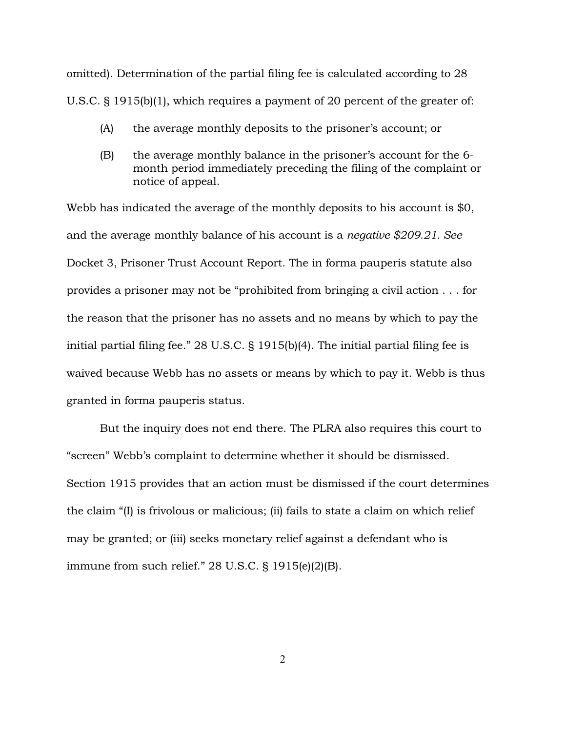omitted). Determination of the partial filing fee is calculated according to 28 U.S.C. § 1915(b)(1), which requires a payment of 20 percent of the greater of:

> (A) the average monthly deposits to the prisoner's account; or
>
> (B) the average monthly balance in the prisoner's account for the 6-month period immediately preceding the filing of the complaint or notice of appeal.

Webb has indicated the average of the monthly deposits to his account is $0, and the average monthly balance of his account is a *negative $209.21. See* Docket 3, Prisoner Trust Account Report. The in forma pauperis statute also provides a prisoner may not be "prohibited from bringing a civil action . . . for the reason that the prisoner has no assets and no means by which to pay the initial partial filing fee." 28 U.S.C. § 1915(b)(4). The initial partial filing fee is waived because Webb has no assets or means by which to pay it. Webb is thus granted in forma pauperis status.

But the inquiry does not end there. The PLRA also requires this court to "screen" Webb's complaint to determine whether it should be dismissed. Section 1915 provides that an action must be dismissed if the court determines the claim "(I) is frivolous or malicious; (ii) fails to state a claim on which relief may be granted; or (iii) seeks monetary relief against a defendant who is immune from such relief." 28 U.S.C. § 1915(e)(2)(B).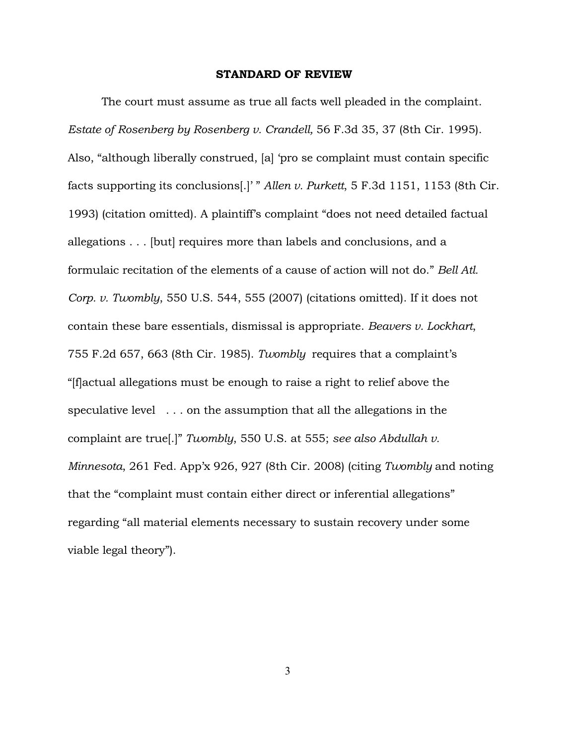**STANDARD OF REVIEW**

The court must assume as true all facts well pleaded in the complaint. *Estate of Rosenberg by Rosenberg v. Crandell,* 56 F.3d 35, 37 (8th Cir. 1995). Also, "although liberally construed, [a] 'pro se complaint must contain specific facts supporting its conclusions[.]' " *Allen v. Purkett*, 5 F.3d 1151, 1153 (8th Cir. 1993) (citation omitted). A plaintiff's complaint "does not need detailed factual allegations . . . [but] requires more than labels and conclusions, and a formulaic recitation of the elements of a cause of action will not do." *Bell Atl. Corp. v. Twombly*, 550 U.S. 544, 555 (2007) (citations omitted). If it does not contain these bare essentials, dismissal is appropriate. *Beavers v. Lockhart*, 755 F.2d 657, 663 (8th Cir. 1985). *Twombly* requires that a complaint's "[f]actual allegations must be enough to raise a right to relief above the speculative level . . . on the assumption that all the allegations in the complaint are true[.]" *Twombly*, 550 U.S. at 555; *see also Abdullah v. Minnesota*, 261 Fed. App'x 926, 927 (8th Cir. 2008) (citing *Twombly* and noting that the "complaint must contain either direct or inferential allegations" regarding "all material elements necessary to sustain recovery under some viable legal theory").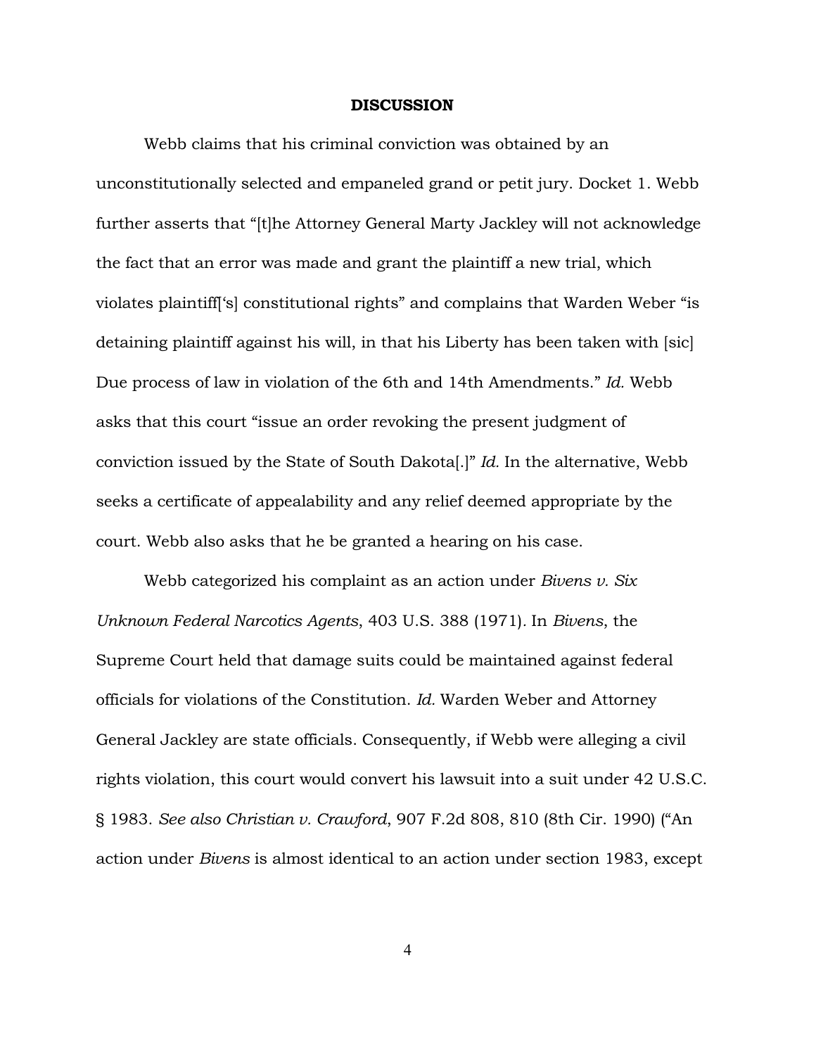**DISCUSSION**

Webb claims that his criminal conviction was obtained by an unconstitutionally selected and empaneled grand or petit jury. Docket 1. Webb further asserts that "[t]he Attorney General Marty Jackley will not acknowledge the fact that an error was made and grant the plaintiff a new trial, which violates plaintiff['s] constitutional rights" and complains that Warden Weber "is detaining plaintiff against his will, in that his Liberty has been taken with [sic] Due process of law in violation of the 6th and 14th Amendments." *Id.* Webb asks that this court "issue an order revoking the present judgment of conviction issued by the State of South Dakota[.]" *Id.* In the alternative, Webb seeks a certificate of appealability and any relief deemed appropriate by the court. Webb also asks that he be granted a hearing on his case.

Webb categorized his complaint as an action under *Bivens v. Six Unknown Federal Narcotics Agents*, 403 U.S. 388 (1971). In *Bivens*, the Supreme Court held that damage suits could be maintained against federal officials for violations of the Constitution. *Id.* Warden Weber and Attorney General Jackley are state officials. Consequently, if Webb were alleging a civil rights violation, this court would convert his lawsuit into a suit under 42 U.S.C. § 1983. *See also Christian v. Crawford*, 907 F.2d 808, 810 (8th Cir. 1990) ("An action under *Bivens* is almost identical to an action under section 1983, except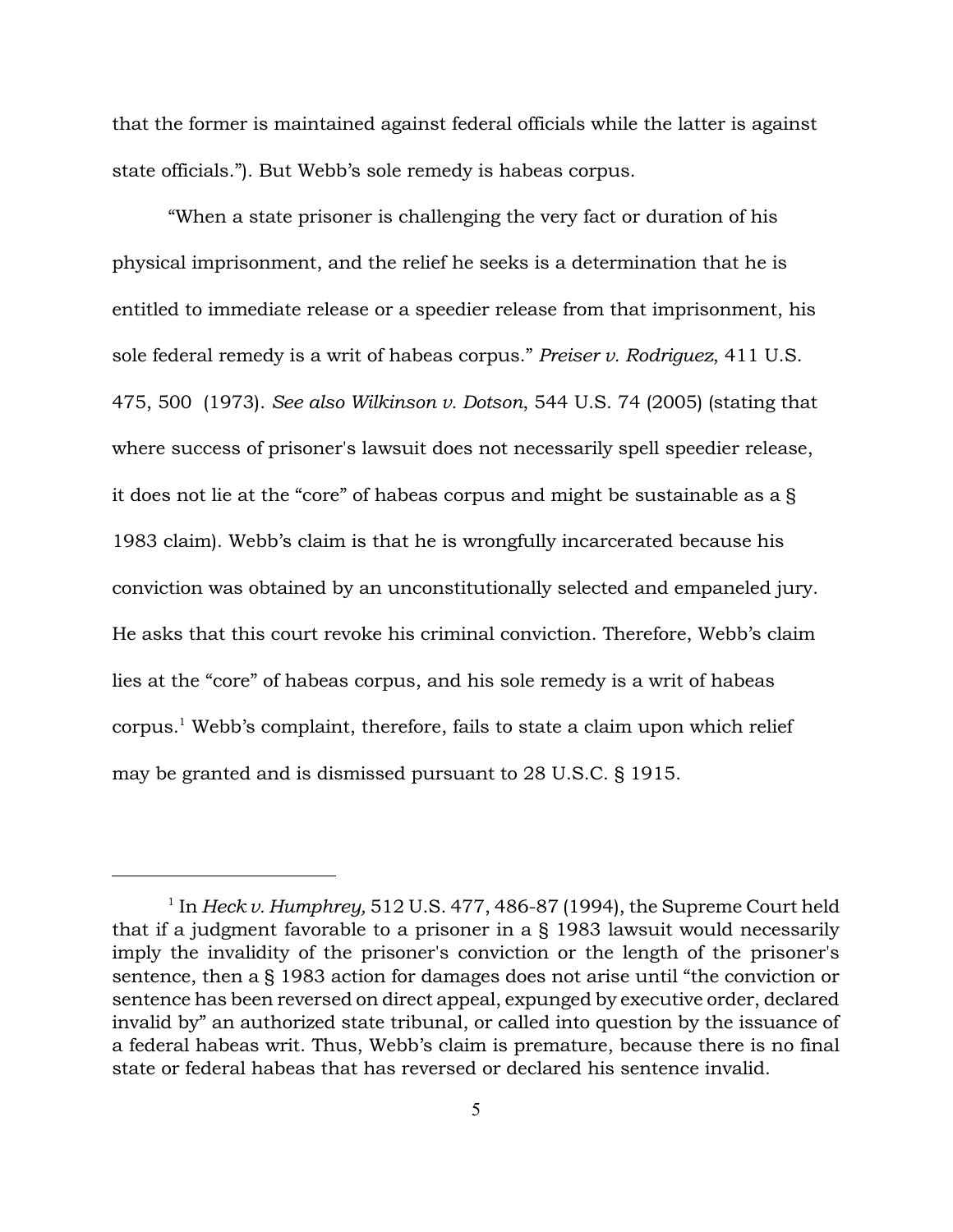that the former is maintained against federal officials while the latter is against state officials."). But Webb's sole remedy is habeas corpus.

"When a state prisoner is challenging the very fact or duration of his physical imprisonment, and the relief he seeks is a determination that he is entitled to immediate release or a speedier release from that imprisonment, his sole federal remedy is a writ of habeas corpus." *Preiser v. Rodriguez*, 411 U.S. 475, 500 (1973). *See also Wilkinson v. Dotson*, 544 U.S. 74 (2005) (stating that where success of prisoner's lawsuit does not necessarily spell speedier release, it does not lie at the "core" of habeas corpus and might be sustainable as a § 1983 claim). Webb's claim is that he is wrongfully incarcerated because his conviction was obtained by an unconstitutionally selected and empaneled jury. He asks that this court revoke his criminal conviction. Therefore, Webb's claim lies at the "core" of habeas corpus, and his sole remedy is a writ of habeas corpus.[1] Webb's complaint, therefore, fails to state a claim upon which relief may be granted and is dismissed pursuant to 28 U.S.C. § 1915.

---

[1] In *Heck v. Humphrey,* 512 U.S. 477, 486-87 (1994), the Supreme Court held that if a judgment favorable to a prisoner in a § 1983 lawsuit would necessarily imply the invalidity of the prisoner's conviction or the length of the prisoner's sentence, then a § 1983 action for damages does not arise until "the conviction or sentence has been reversed on direct appeal, expunged by executive order, declared invalid by" an authorized state tribunal, or called into question by the issuance of a federal habeas writ. Thus, Webb's claim is premature, because there is no final state or federal habeas that has reversed or declared his sentence invalid.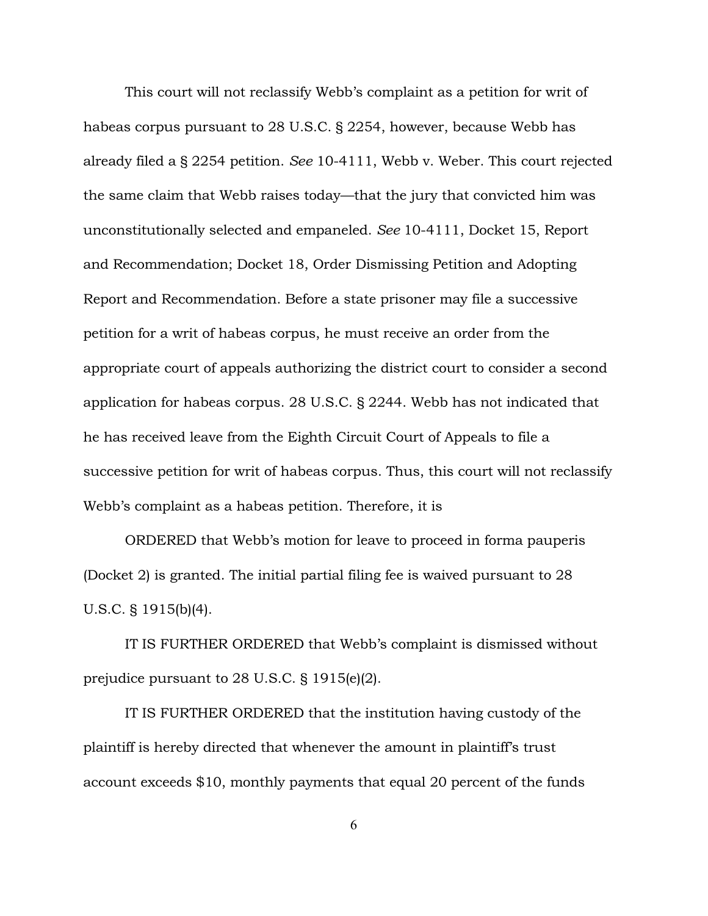This court will not reclassify Webb's complaint as a petition for writ of habeas corpus pursuant to 28 U.S.C. § 2254, however, because Webb has already filed a § 2254 petition. *See* 10-4111, Webb v. Weber. This court rejected the same claim that Webb raises today—that the jury that convicted him was unconstitutionally selected and empaneled. *See* 10-4111, Docket 15, Report and Recommendation; Docket 18, Order Dismissing Petition and Adopting Report and Recommendation. Before a state prisoner may file a successive petition for a writ of habeas corpus, he must receive an order from the appropriate court of appeals authorizing the district court to consider a second application for habeas corpus. 28 U.S.C. § 2244. Webb has not indicated that he has received leave from the Eighth Circuit Court of Appeals to file a successive petition for writ of habeas corpus. Thus, this court will not reclassify Webb's complaint as a habeas petition. Therefore, it is

ORDERED that Webb's motion for leave to proceed in forma pauperis (Docket 2) is granted. The initial partial filing fee is waived pursuant to 28 U.S.C. § 1915(b)(4).

IT IS FURTHER ORDERED that Webb's complaint is dismissed without prejudice pursuant to 28 U.S.C. § 1915(e)(2).

IT IS FURTHER ORDERED that the institution having custody of the plaintiff is hereby directed that whenever the amount in plaintiff's trust account exceeds $10, monthly payments that equal 20 percent of the funds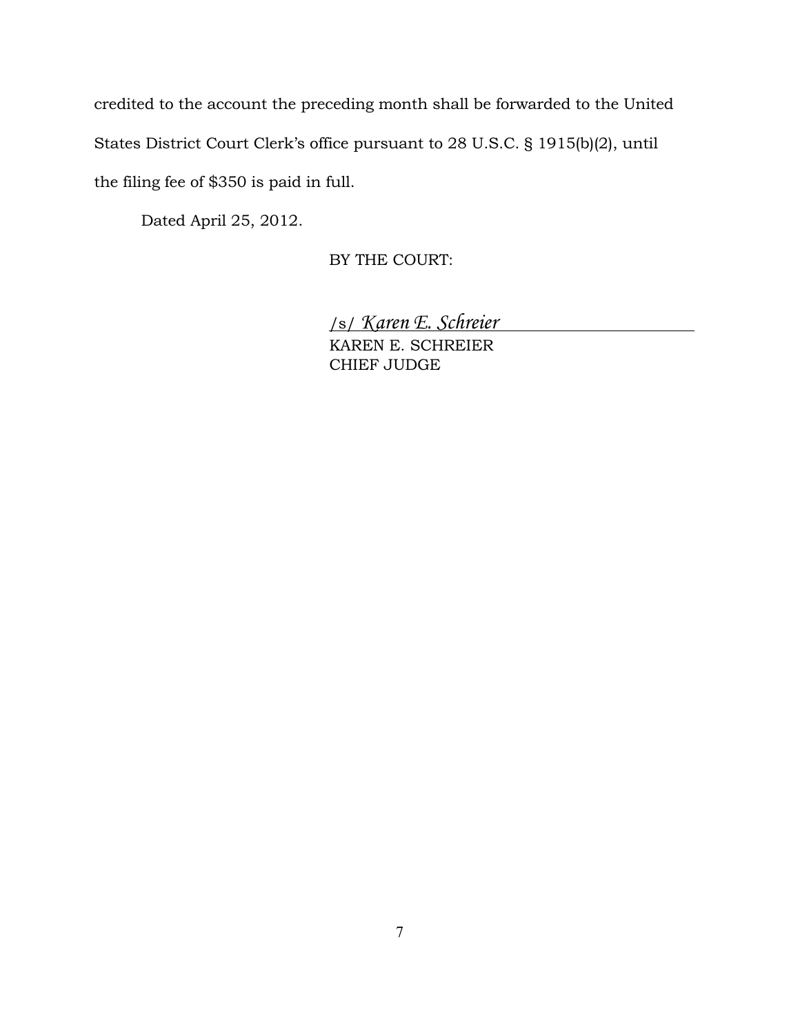credited to the account the preceding month shall be forwarded to the United States District Court Clerk's office pursuant to 28 U.S.C. § 1915(b)(2), until the filing fee of $350 is paid in full.

Dated April 25, 2012.

BY THE COURT:

/s/ *Karen E. Schreier*
KAREN E. SCHREIER
CHIEF JUDGE